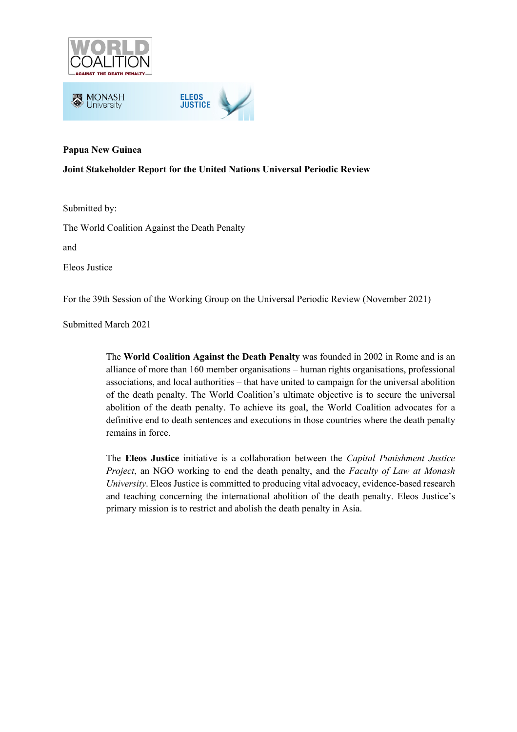**Papua New Guinea**

**Joint Stakeholder Report for the United Nations Universal Periodic Review**

Submitted by:

The World Coalition Against the Death Penalty

and

Eleos Justice

For the 39th Session of the Working Group on the Universal Periodic Review (November 2021)

Submitted March 2021

The **World Coalition Against the Death Penalty** was founded in 2002 in Rome and is an alliance of more than 160 member organisations – human rights organisations, professional associations, and local authorities – that have united to campaign for the universal abolition of the death penalty. The World Coalition's ultimate objective is to secure the universal abolition of the death penalty. To achieve its goal, the World Coalition advocates for a definitive end to death sentences and executions in those countries where the death penalty remains in force.

The **Eleos Justice** initiative is a collaboration between the *Capital Punishment Justice Project*, an NGO working to end the death penalty, and the *Faculty of Law at Monash University*. Eleos Justice is committed to producing vital advocacy, evidence-based research and teaching concerning the international abolition of the death penalty. Eleos Justice's primary mission is to restrict and abolish the death penalty in Asia.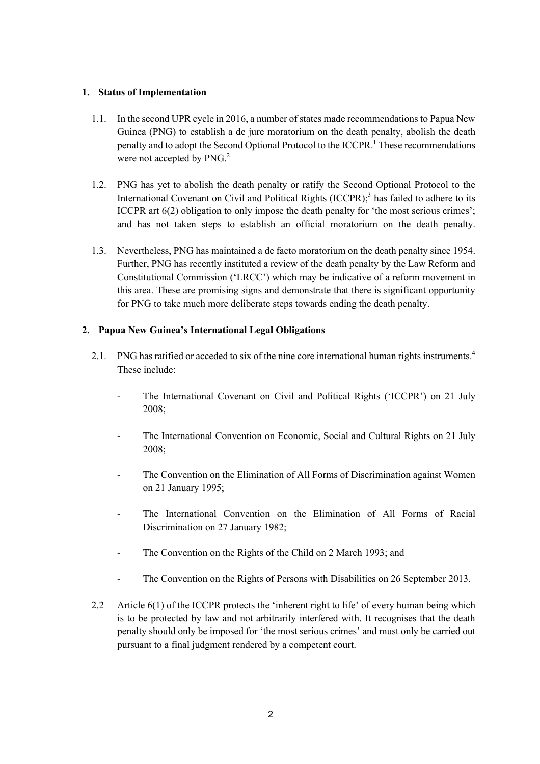## 1. Status of Implementation

1.1. In the second UPR cycle in 2016, a number of states made recommendations to Papua New Guinea (PNG) to establish a de jure moratorium on the death penalty, abolish the death penalty and to adopt the Second Optional Protocol to the ICCPR.[1] These recommendations were not accepted by PNG.[2]

1.2. PNG has yet to abolish the death penalty or ratify the Second Optional Protocol to the International Covenant on Civil and Political Rights (ICCPR);[3] has failed to adhere to its ICCPR art 6(2) obligation to only impose the death penalty for 'the most serious crimes'; and has not taken steps to establish an official moratorium on the death penalty.

1.3. Nevertheless, PNG has maintained a de facto moratorium on the death penalty since 1954. Further, PNG has recently instituted a review of the death penalty by the Law Reform and Constitutional Commission ('LRCC') which may be indicative of a reform movement in this area. These are promising signs and demonstrate that there is significant opportunity for PNG to take much more deliberate steps towards ending the death penalty.

## 2. Papua New Guinea's International Legal Obligations

2.1. PNG has ratified or acceded to six of the nine core international human rights instruments.[4] These include:

- The International Covenant on Civil and Political Rights ('ICCPR') on 21 July 2008;
- The International Convention on Economic, Social and Cultural Rights on 21 July 2008;
- The Convention on the Elimination of All Forms of Discrimination against Women on 21 January 1995;
- The International Convention on the Elimination of All Forms of Racial Discrimination on 27 January 1982;
- The Convention on the Rights of the Child on 2 March 1993; and
- The Convention on the Rights of Persons with Disabilities on 26 September 2013.

2.2 Article 6(1) of the ICCPR protects the 'inherent right to life' of every human being which is to be protected by law and not arbitrarily interfered with. It recognises that the death penalty should only be imposed for 'the most serious crimes' and must only be carried out pursuant to a final judgment rendered by a competent court.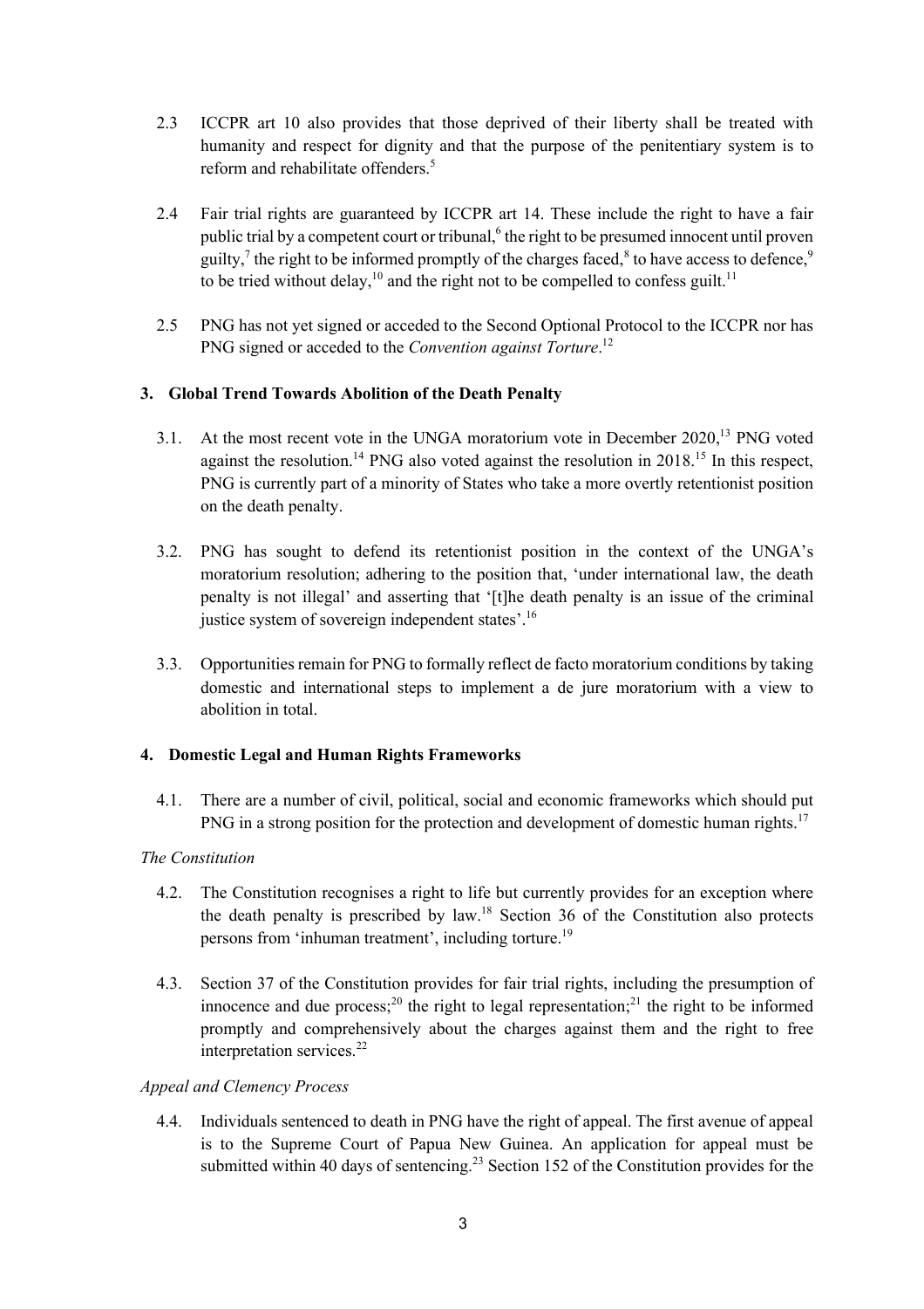2.3 ICCPR art 10 also provides that those deprived of their liberty shall be treated with humanity and respect for dignity and that the purpose of the penitentiary system is to reform and rehabilitate offenders.[5]

2.4 Fair trial rights are guaranteed by ICCPR art 14. These include the right to have a fair public trial by a competent court or tribunal,[6] the right to be presumed innocent until proven guilty,[7] the right to be informed promptly of the charges faced,[8] to have access to defence,[9] to be tried without delay,[10] and the right not to be compelled to confess guilt.[11]

2.5 PNG has not yet signed or acceded to the Second Optional Protocol to the ICCPR nor has PNG signed or acceded to the *Convention against Torture*.[12]

## 3. Global Trend Towards Abolition of the Death Penalty

3.1. At the most recent vote in the UNGA moratorium vote in December 2020,[13] PNG voted against the resolution.[14] PNG also voted against the resolution in 2018.[15] In this respect, PNG is currently part of a minority of States who take a more overtly retentionist position on the death penalty.

3.2. PNG has sought to defend its retentionist position in the context of the UNGA's moratorium resolution; adhering to the position that, 'under international law, the death penalty is not illegal' and asserting that '[t]he death penalty is an issue of the criminal justice system of sovereign independent states'.[16]

3.3. Opportunities remain for PNG to formally reflect de facto moratorium conditions by taking domestic and international steps to implement a de jure moratorium with a view to abolition in total.

## 4. Domestic Legal and Human Rights Frameworks

4.1. There are a number of civil, political, social and economic frameworks which should put PNG in a strong position for the protection and development of domestic human rights.[17]

*The Constitution*

4.2. The Constitution recognises a right to life but currently provides for an exception where the death penalty is prescribed by law.[18] Section 36 of the Constitution also protects persons from 'inhuman treatment', including torture.[19]

4.3. Section 37 of the Constitution provides for fair trial rights, including the presumption of innocence and due process;[20] the right to legal representation;[21] the right to be informed promptly and comprehensively about the charges against them and the right to free interpretation services.[22]

*Appeal and Clemency Process*

4.4. Individuals sentenced to death in PNG have the right of appeal. The first avenue of appeal is to the Supreme Court of Papua New Guinea. An application for appeal must be submitted within 40 days of sentencing.[23] Section 152 of the Constitution provides for the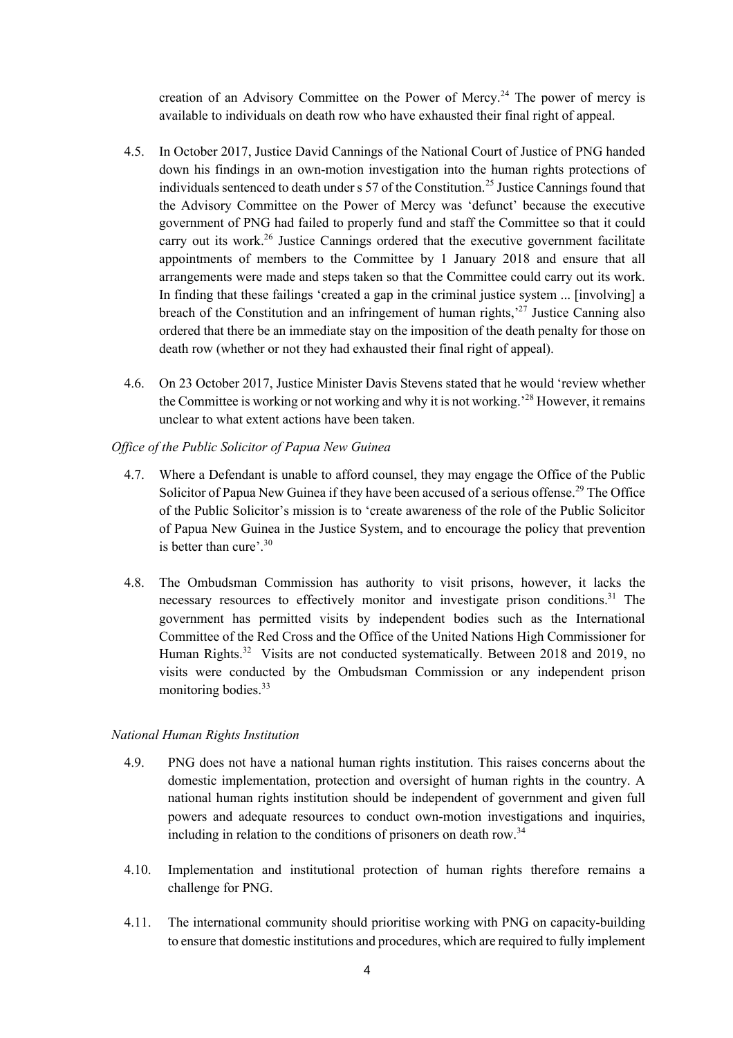creation of an Advisory Committee on the Power of Mercy.[24] The power of mercy is available to individuals on death row who have exhausted their final right of appeal.

4.5. In October 2017, Justice David Cannings of the National Court of Justice of PNG handed down his findings in an own-motion investigation into the human rights protections of individuals sentenced to death under s 57 of the Constitution.[25] Justice Cannings found that the Advisory Committee on the Power of Mercy was 'defunct' because the executive government of PNG had failed to properly fund and staff the Committee so that it could carry out its work.[26] Justice Cannings ordered that the executive government facilitate appointments of members to the Committee by 1 January 2018 and ensure that all arrangements were made and steps taken so that the Committee could carry out its work. In finding that these failings 'created a gap in the criminal justice system ... [involving] a breach of the Constitution and an infringement of human rights,'[27] Justice Canning also ordered that there be an immediate stay on the imposition of the death penalty for those on death row (whether or not they had exhausted their final right of appeal).

4.6. On 23 October 2017, Justice Minister Davis Stevens stated that he would 'review whether the Committee is working or not working and why it is not working.'[28] However, it remains unclear to what extent actions have been taken.

*Office of the Public Solicitor of Papua New Guinea*

4.7. Where a Defendant is unable to afford counsel, they may engage the Office of the Public Solicitor of Papua New Guinea if they have been accused of a serious offense.[29] The Office of the Public Solicitor's mission is to 'create awareness of the role of the Public Solicitor of Papua New Guinea in the Justice System, and to encourage the policy that prevention is better than cure'.[30]

4.8. The Ombudsman Commission has authority to visit prisons, however, it lacks the necessary resources to effectively monitor and investigate prison conditions.[31] The government has permitted visits by independent bodies such as the International Committee of the Red Cross and the Office of the United Nations High Commissioner for Human Rights.[32] Visits are not conducted systematically. Between 2018 and 2019, no visits were conducted by the Ombudsman Commission or any independent prison monitoring bodies.[33]

*National Human Rights Institution*

4.9. PNG does not have a national human rights institution. This raises concerns about the domestic implementation, protection and oversight of human rights in the country. A national human rights institution should be independent of government and given full powers and adequate resources to conduct own-motion investigations and inquiries, including in relation to the conditions of prisoners on death row.[34]

4.10. Implementation and institutional protection of human rights therefore remains a challenge for PNG.

4.11. The international community should prioritise working with PNG on capacity-building to ensure that domestic institutions and procedures, which are required to fully implement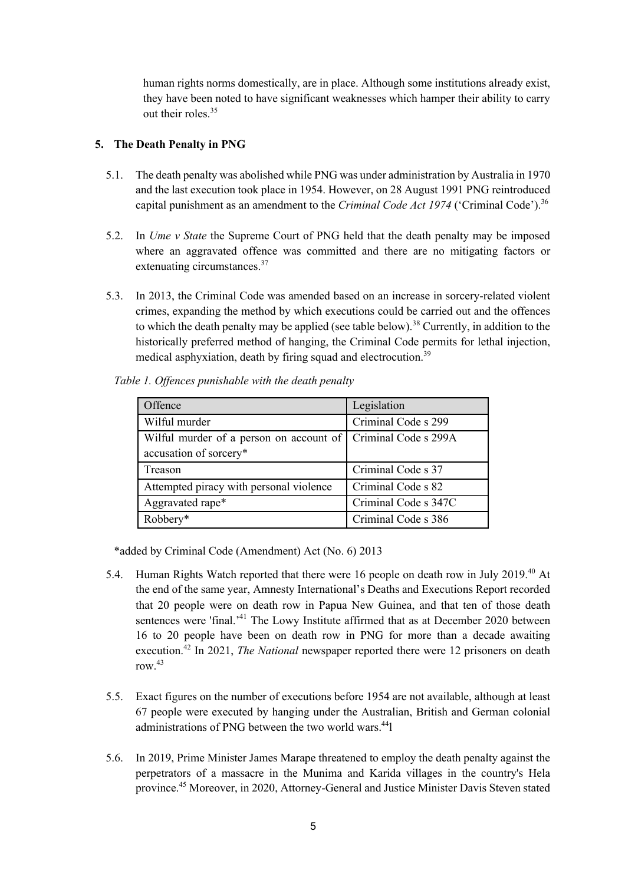human rights norms domestically, are in place. Although some institutions already exist, they have been noted to have significant weaknesses which hamper their ability to carry out their roles.[35]

## 5. The Death Penalty in PNG

5.1. The death penalty was abolished while PNG was under administration by Australia in 1970 and the last execution took place in 1954. However, on 28 August 1991 PNG reintroduced capital punishment as an amendment to the *Criminal Code Act 1974* ('Criminal Code').[36]

5.2. In *Ume v State* the Supreme Court of PNG held that the death penalty may be imposed where an aggravated offence was committed and there are no mitigating factors or extenuating circumstances.[37]

5.3. In 2013, the Criminal Code was amended based on an increase in sorcery-related violent crimes, expanding the method by which executions could be carried out and the offences to which the death penalty may be applied (see table below).[38] Currently, in addition to the historically preferred method of hanging, the Criminal Code permits for lethal injection, medical asphyxiation, death by firing squad and electrocution.[39]

*Table 1. Offences punishable with the death penalty*

| Offence | Legislation |
| --- | --- |
| Wilful murder | Criminal Code s 299 |
| Wilful murder of a person on account of accusation of sorcery* | Criminal Code s 299A |
| Treason | Criminal Code s 37 |
| Attempted piracy with personal violence | Criminal Code s 82 |
| Aggravated rape* | Criminal Code s 347C |
| Robbery* | Criminal Code s 386 |

*added by Criminal Code (Amendment) Act (No. 6) 2013

5.4. Human Rights Watch reported that there were 16 people on death row in July 2019.[40] At the end of the same year, Amnesty International's Deaths and Executions Report recorded that 20 people were on death row in Papua New Guinea, and that ten of those death sentences were 'final.'[41] The Lowy Institute affirmed that as at December 2020 between 16 to 20 people have been on death row in PNG for more than a decade awaiting execution.[42] In 2021, *The National* newspaper reported there were 12 prisoners on death row.[43]

5.5. Exact figures on the number of executions before 1954 are not available, although at least 67 people were executed by hanging under the Australian, British and German colonial administrations of PNG between the two world wars.[44]l

5.6. In 2019, Prime Minister James Marape threatened to employ the death penalty against the perpetrators of a massacre in the Munima and Karida villages in the country's Hela province.[45] Moreover, in 2020, Attorney-General and Justice Minister Davis Steven stated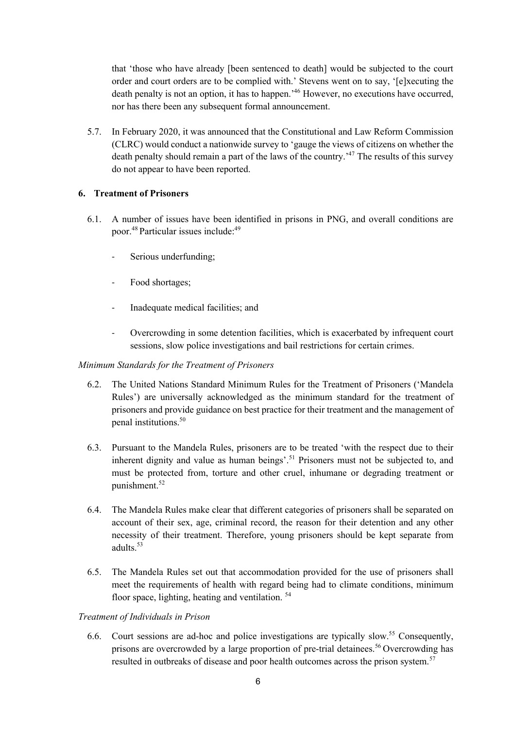that 'those who have already [been sentenced to death] would be subjected to the court order and court orders are to be complied with.' Stevens went on to say, '[e]xecuting the death penalty is not an option, it has to happen.'[46] However, no executions have occurred, nor has there been any subsequent formal announcement.

5.7. In February 2020, it was announced that the Constitutional and Law Reform Commission (CLRC) would conduct a nationwide survey to 'gauge the views of citizens on whether the death penalty should remain a part of the laws of the country.'[47] The results of this survey do not appear to have been reported.

## 6. Treatment of Prisoners

6.1. A number of issues have been identified in prisons in PNG, and overall conditions are poor.[48] Particular issues include:[49]

- Serious underfunding;
- Food shortages;
- Inadequate medical facilities; and
- Overcrowding in some detention facilities, which is exacerbated by infrequent court sessions, slow police investigations and bail restrictions for certain crimes.

*Minimum Standards for the Treatment of Prisoners*

6.2. The United Nations Standard Minimum Rules for the Treatment of Prisoners ('Mandela Rules') are universally acknowledged as the minimum standard for the treatment of prisoners and provide guidance on best practice for their treatment and the management of penal institutions.[50]

6.3. Pursuant to the Mandela Rules, prisoners are to be treated 'with the respect due to their inherent dignity and value as human beings'.[51] Prisoners must not be subjected to, and must be protected from, torture and other cruel, inhumane or degrading treatment or punishment.[52]

6.4. The Mandela Rules make clear that different categories of prisoners shall be separated on account of their sex, age, criminal record, the reason for their detention and any other necessity of their treatment. Therefore, young prisoners should be kept separate from adults.[53]

6.5. The Mandela Rules set out that accommodation provided for the use of prisoners shall meet the requirements of health with regard being had to climate conditions, minimum floor space, lighting, heating and ventilation.[54]

*Treatment of Individuals in Prison*

6.6. Court sessions are ad-hoc and police investigations are typically slow.[55] Consequently, prisons are overcrowded by a large proportion of pre-trial detainees.[56] Overcrowding has resulted in outbreaks of disease and poor health outcomes across the prison system.[57]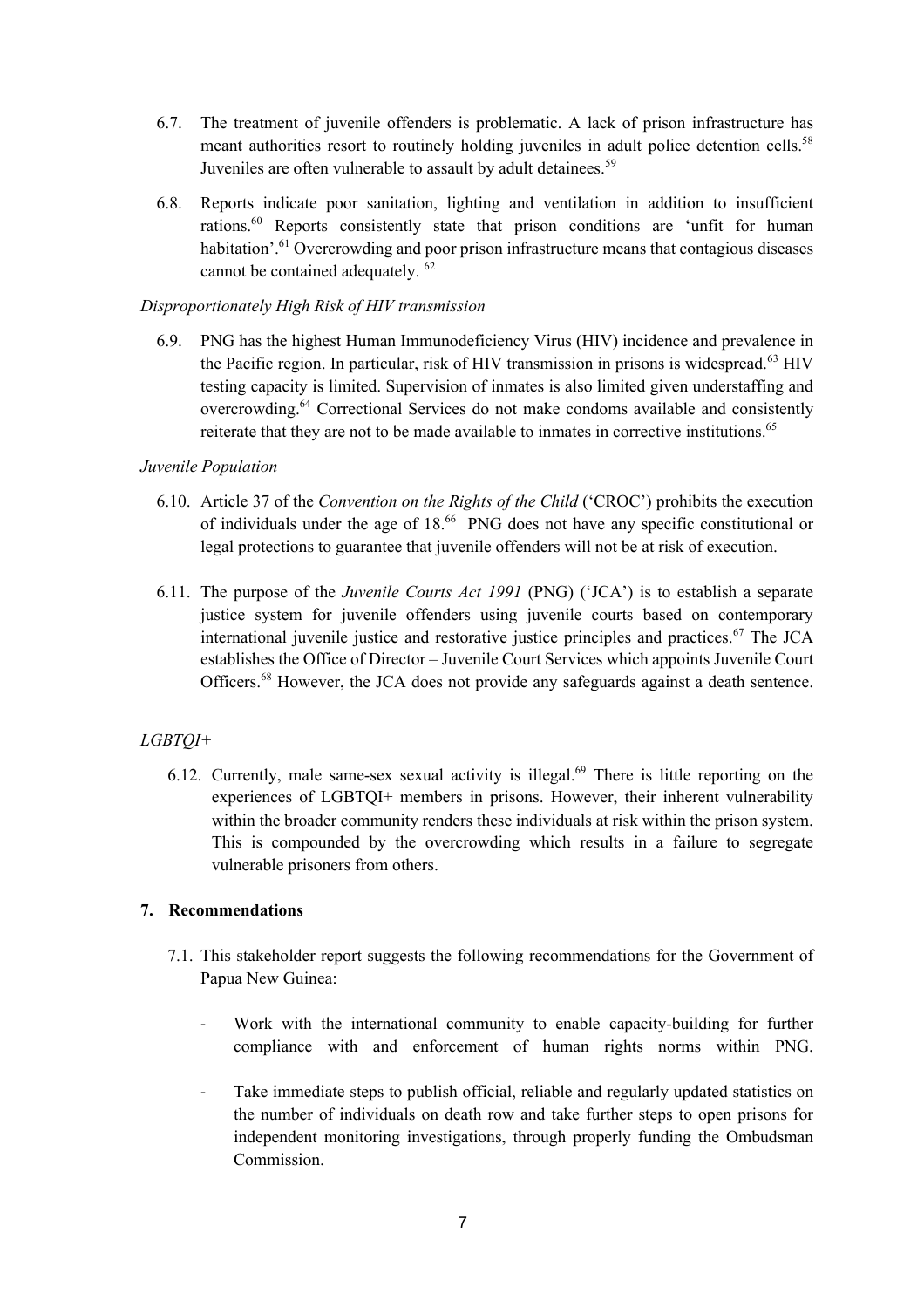6.7. The treatment of juvenile offenders is problematic. A lack of prison infrastructure has meant authorities resort to routinely holding juveniles in adult police detention cells.[58] Juveniles are often vulnerable to assault by adult detainees.[59]

6.8. Reports indicate poor sanitation, lighting and ventilation in addition to insufficient rations.[60] Reports consistently state that prison conditions are 'unfit for human habitation'.[61] Overcrowding and poor prison infrastructure means that contagious diseases cannot be contained adequately. [62]

*Disproportionately High Risk of HIV transmission*

6.9. PNG has the highest Human Immunodeficiency Virus (HIV) incidence and prevalence in the Pacific region. In particular, risk of HIV transmission in prisons is widespread.[63] HIV testing capacity is limited. Supervision of inmates is also limited given understaffing and overcrowding.[64] Correctional Services do not make condoms available and consistently reiterate that they are not to be made available to inmates in corrective institutions.[65]

*Juvenile Population*

6.10. Article 37 of the *Convention on the Rights of the Child* ('CROC') prohibits the execution of individuals under the age of 18.[66] PNG does not have any specific constitutional or legal protections to guarantee that juvenile offenders will not be at risk of execution.

6.11. The purpose of the *Juvenile Courts Act 1991* (PNG) ('JCA') is to establish a separate justice system for juvenile offenders using juvenile courts based on contemporary international juvenile justice and restorative justice principles and practices.[67] The JCA establishes the Office of Director – Juvenile Court Services which appoints Juvenile Court Officers.[68] However, the JCA does not provide any safeguards against a death sentence.

*LGBTQI+*

6.12. Currently, male same-sex sexual activity is illegal.[69] There is little reporting on the experiences of LGBTQI+ members in prisons. However, their inherent vulnerability within the broader community renders these individuals at risk within the prison system. This is compounded by the overcrowding which results in a failure to segregate vulnerable prisoners from others.

## 7. Recommendations

7.1. This stakeholder report suggests the following recommendations for the Government of Papua New Guinea:

- Work with the international community to enable capacity-building for further compliance with and enforcement of human rights norms within PNG.
- Take immediate steps to publish official, reliable and regularly updated statistics on the number of individuals on death row and take further steps to open prisons for independent monitoring investigations, through properly funding the Ombudsman Commission.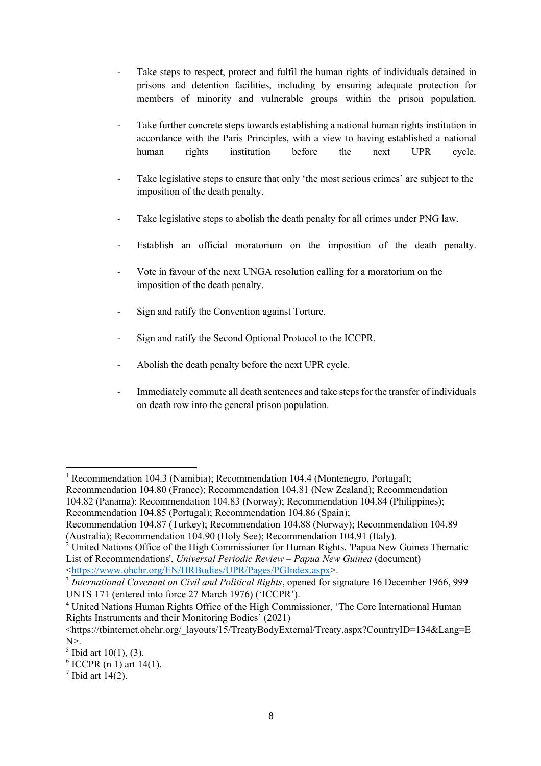- Take steps to respect, protect and fulfil the human rights of individuals detained in prisons and detention facilities, including by ensuring adequate protection for members of minority and vulnerable groups within the prison population.

- Take further concrete steps towards establishing a national human rights institution in accordance with the Paris Principles, with a view to having established a national human rights institution before the next UPR cycle.

- Take legislative steps to ensure that only 'the most serious crimes' are subject to the imposition of the death penalty.

- Take legislative steps to abolish the death penalty for all crimes under PNG law.

- Establish an official moratorium on the imposition of the death penalty.

- Vote in favour of the next UNGA resolution calling for a moratorium on the imposition of the death penalty.

- Sign and ratify the Convention against Torture.

- Sign and ratify the Second Optional Protocol to the ICCPR.

- Abolish the death penalty before the next UPR cycle.

- Immediately commute all death sentences and take steps for the transfer of individuals on death row into the general prison population.

---

[1] Recommendation 104.3 (Namibia); Recommendation 104.4 (Montenegro, Portugal); Recommendation 104.80 (France); Recommendation 104.81 (New Zealand); Recommendation 104.82 (Panama); Recommendation 104.83 (Norway); Recommendation 104.84 (Philippines); Recommendation 104.85 (Portugal); Recommendation 104.86 (Spain); Recommendation 104.87 (Turkey); Recommendation 104.88 (Norway); Recommendation 104.89 (Australia); Recommendation 104.90 (Holy See); Recommendation 104.91 (Italy).

[2] United Nations Office of the High Commissioner for Human Rights, 'Papua New Guinea Thematic List of Recommendations', *Universal Periodic Review – Papua New Guinea* (document) <https://www.ohchr.org/EN/HRBodies/UPR/Pages/PGIndex.aspx>.

[3] *International Covenant on Civil and Political Rights*, opened for signature 16 December 1966, 999 UNTS 171 (entered into force 27 March 1976) ('ICCPR').

[4] United Nations Human Rights Office of the High Commissioner, 'The Core International Human Rights Instruments and their Monitoring Bodies' (2021) <https://tbinternet.ohchr.org/_layouts/15/TreatyBodyExternal/Treaty.aspx?CountryID=134&Lang=EN>.

[5] Ibid art 10(1), (3).

[6] ICCPR (n 1) art 14(1).

[7] Ibid art 14(2).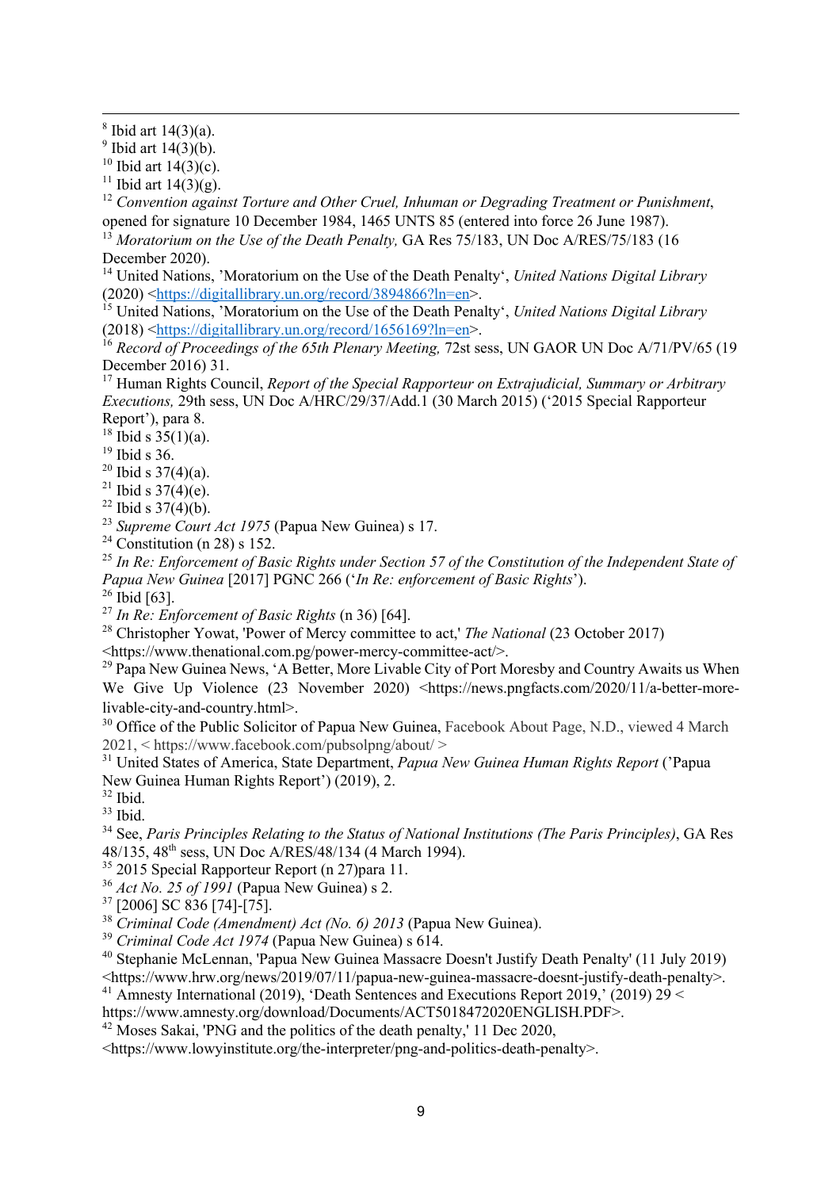[8] Ibid art 14(3)(a).

[9] Ibid art 14(3)(b).

[10] Ibid art 14(3)(c).

[11] Ibid art 14(3)(g).

[12] *Convention against Torture and Other Cruel, Inhuman or Degrading Treatment or Punishment*, opened for signature 10 December 1984, 1465 UNTS 85 (entered into force 26 June 1987).

[13] *Moratorium on the Use of the Death Penalty,* GA Res 75/183, UN Doc A/RES/75/183 (16 December 2020).

[14] United Nations, 'Moratorium on the Use of the Death Penalty', *United Nations Digital Library* (2020) <https://digitallibrary.un.org/record/3894866?ln=en>.

[15] United Nations, 'Moratorium on the Use of the Death Penalty', *United Nations Digital Library* (2018) <https://digitallibrary.un.org/record/1656169?ln=en>.

[16] *Record of Proceedings of the 65th Plenary Meeting,* 72st sess, UN GAOR UN Doc A/71/PV/65 (19 December 2016) 31.

[17] Human Rights Council, *Report of the Special Rapporteur on Extrajudicial, Summary or Arbitrary Executions,* 29th sess, UN Doc A/HRC/29/37/Add.1 (30 March 2015) ('2015 Special Rapporteur Report'), para 8.

[18] Ibid s 35(1)(a).

[19] Ibid s 36.

[20] Ibid s 37(4)(a).

[21] Ibid s 37(4)(e).

[22] Ibid s 37(4)(b).

[23] *Supreme Court Act 1975* (Papua New Guinea) s 17.

[24] Constitution (n 28) s 152.

[25] *In Re: Enforcement of Basic Rights under Section 57 of the Constitution of the Independent State of Papua New Guinea* [2017] PGNC 266 ('*In Re: enforcement of Basic Rights*').

[26] Ibid [63].

[27] *In Re: Enforcement of Basic Rights* (n 36) [64].

[28] Christopher Yowat, 'Power of Mercy committee to act,' *The National* (23 October 2017) <https://www.thenational.com.pg/power-mercy-committee-act/>.

[29] Papa New Guinea News, 'A Better, More Livable City of Port Moresby and Country Awaits us When We Give Up Violence (23 November 2020) <https://news.pngfacts.com/2020/11/a-better-more-livable-city-and-country.html>.

[30] Office of the Public Solicitor of Papua New Guinea, Facebook About Page, N.D., viewed 4 March 2021, < https://www.facebook.com/pubsolpng/about/ >

[31] United States of America, State Department, *Papua New Guinea Human Rights Report* ('Papua New Guinea Human Rights Report') (2019), 2.

[32] Ibid.

[33] Ibid.

[34] See, *Paris Principles Relating to the Status of National Institutions (The Paris Principles)*, GA Res 48/135, 48th sess, UN Doc A/RES/48/134 (4 March 1994).

[35] 2015 Special Rapporteur Report (n 27)para 11.

[36] *Act No. 25 of 1991* (Papua New Guinea) s 2.

[37] [2006] SC 836 [74]-[75].

[38] *Criminal Code (Amendment) Act (No. 6) 2013* (Papua New Guinea).

[39] *Criminal Code Act 1974* (Papua New Guinea) s 614.

[40] Stephanie McLennan, 'Papua New Guinea Massacre Doesn't Justify Death Penalty' (11 July 2019) <https://www.hrw.org/news/2019/07/11/papua-new-guinea-massacre-doesnt-justify-death-penalty>.

[41] Amnesty International (2019), 'Death Sentences and Executions Report 2019,' (2019) 29 < https://www.amnesty.org/download/Documents/ACT5018472020ENGLISH.PDF>.

[42] Moses Sakai, 'PNG and the politics of the death penalty,' 11 Dec 2020, <https://www.lowyinstitute.org/the-interpreter/png-and-politics-death-penalty>.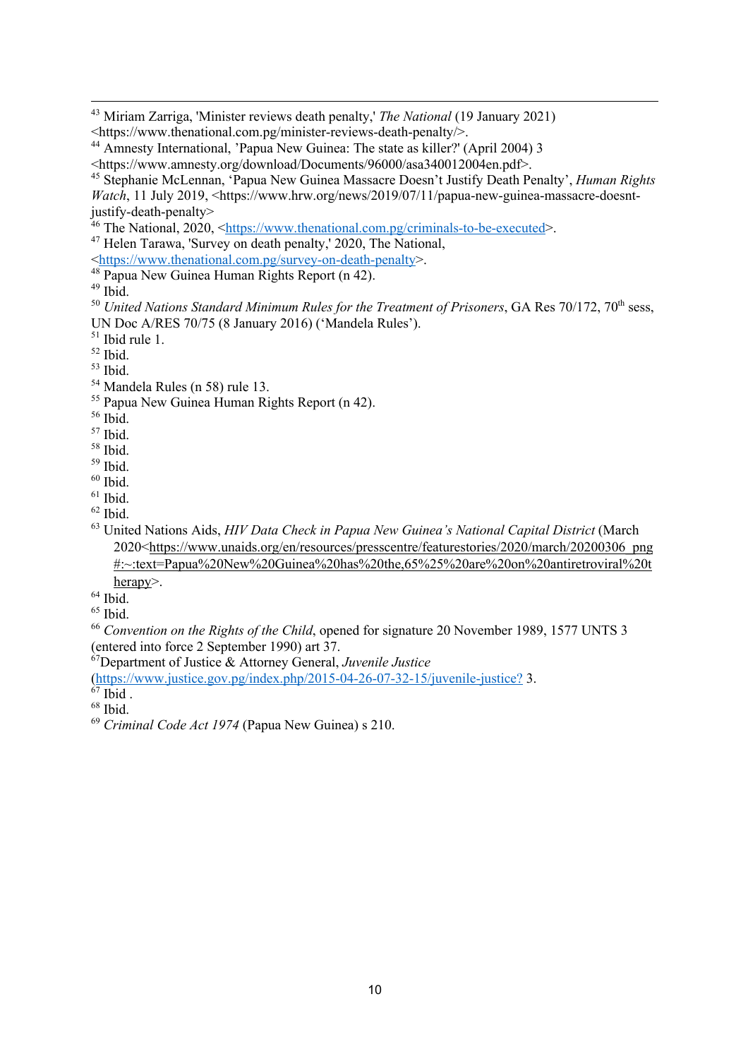[43] Miriam Zarriga, 'Minister reviews death penalty,' *The National* (19 January 2021) <https://www.thenational.com.pg/minister-reviews-death-penalty/>.

[44] Amnesty International, 'Papua New Guinea: The state as killer?' (April 2004) 3 <https://www.amnesty.org/download/Documents/96000/asa340012004en.pdf>.

[45] Stephanie McLennan, 'Papua New Guinea Massacre Doesn't Justify Death Penalty', *Human Rights Watch*, 11 July 2019, <https://www.hrw.org/news/2019/07/11/papua-new-guinea-massacre-doesnt-justify-death-penalty>

[46] The National, 2020, <https://www.thenational.com.pg/criminals-to-be-executed>.

[47] Helen Tarawa, 'Survey on death penalty,' 2020, The National, <https://www.thenational.com.pg/survey-on-death-penalty>.

[48] Papua New Guinea Human Rights Report (n 42).

[49] Ibid.

[50] *United Nations Standard Minimum Rules for the Treatment of Prisoners*, GA Res 70/172, 70th sess, UN Doc A/RES 70/75 (8 January 2016) ('Mandela Rules').

[51] Ibid rule 1.

[52] Ibid.

[53] Ibid.

[54] Mandela Rules (n 58) rule 13.

[55] Papua New Guinea Human Rights Report (n 42).

[56] Ibid.

[57] Ibid.

[58] Ibid.

[59] Ibid.

[60] Ibid.

[61] Ibid.

[62] Ibid.

[63] United Nations Aids, *HIV Data Check in Papua New Guinea's National Capital District* (March 2020<https://www.unaids.org/en/resources/presscentre/featurestories/2020/march/20200306_png#:~:text=Papua%20New%20Guinea%20has%20the,65%25%20are%20on%20antiretroviral%20therapy>.

[64] Ibid.

[65] Ibid.

[66] *Convention on the Rights of the Child*, opened for signature 20 November 1989, 1577 UNTS 3 (entered into force 2 September 1990) art 37.

[67] Department of Justice & Attorney General, *Juvenile Justice* (https://www.justice.gov.pg/index.php/2015-04-26-07-32-15/juvenile-justice? 3.

[67] Ibid .

[68] Ibid.

[69] *Criminal Code Act 1974* (Papua New Guinea) s 210.